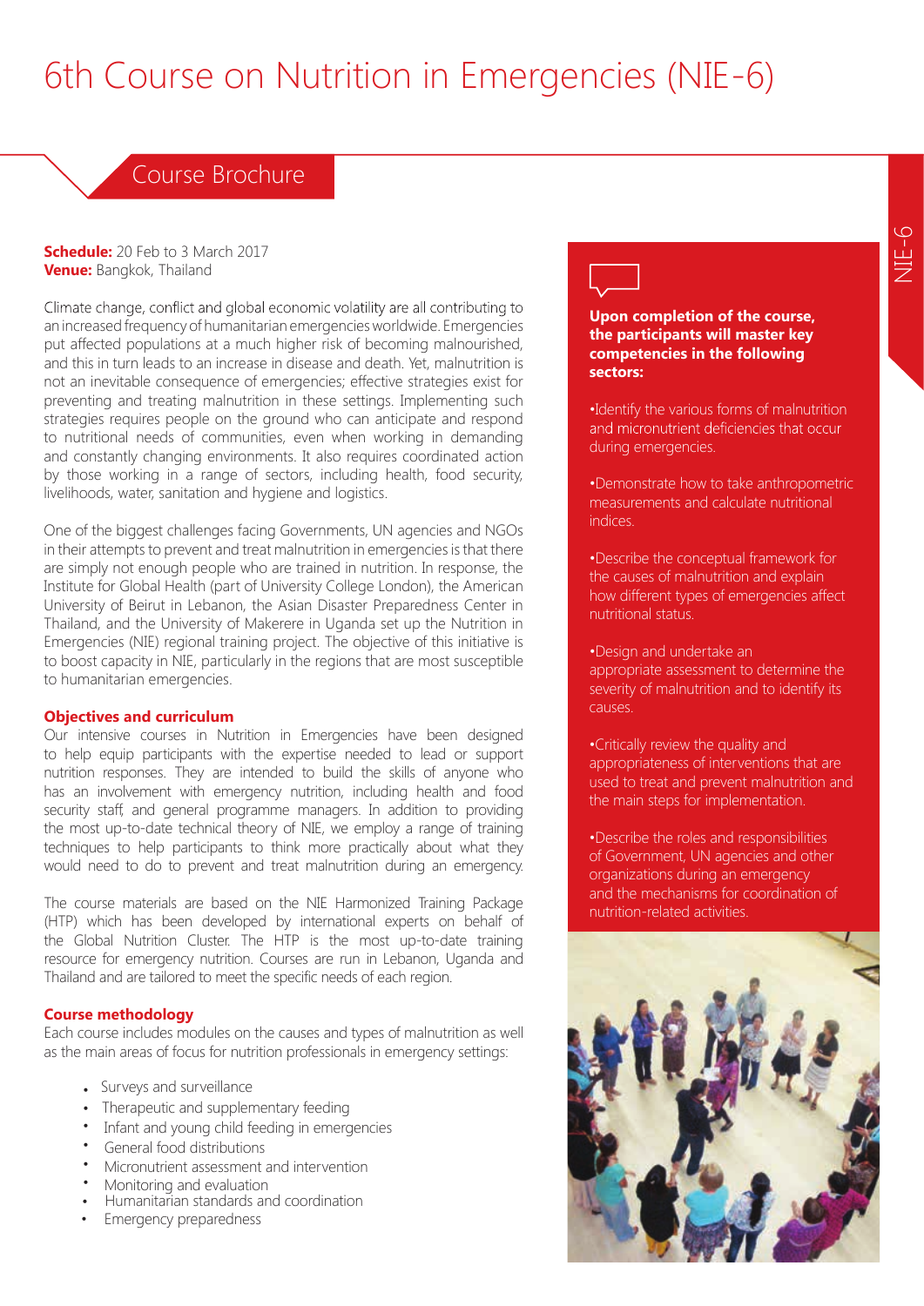# 6th Course on Nutrition in Emergencies (NIE-6)

## Course Brochure

**Schedule:** 20 Feb to 3 March 2017
**Venue:** Bangkok, Thailand

Climate change, conflict and global economic volatility are all contributing to an increased frequency of humanitarian emergencies worldwide. Emergencies put affected populations at a much higher risk of becoming malnourished, and this in turn leads to an increase in disease and death. Yet, malnutrition is not an inevitable consequence of emergencies; effective strategies exist for preventing and treating malnutrition in these settings. Implementing such strategies requires people on the ground who can anticipate and respond to nutritional needs of communities, even when working in demanding and constantly changing environments. It also requires coordinated action by those working in a range of sectors, including health, food security, livelihoods, water, sanitation and hygiene and logistics.

One of the biggest challenges facing Governments, UN agencies and NGOs in their attempts to prevent and treat malnutrition in emergencies is that there are simply not enough people who are trained in nutrition. In response, the Institute for Global Health (part of University College London), the American University of Beirut in Lebanon, the Asian Disaster Preparedness Center in Thailand, and the University of Makerere in Uganda set up the Nutrition in Emergencies (NIE) regional training project. The objective of this initiative is to boost capacity in NIE, particularly in the regions that are most susceptible to humanitarian emergencies.

### Objectives and curriculum

Our intensive courses in Nutrition in Emergencies have been designed to help equip participants with the expertise needed to lead or support nutrition responses. They are intended to build the skills of anyone who has an involvement with emergency nutrition, including health and food security staff and general programme managers. In addition to providing the most up-to-date technical theory of NIE, we employ a range of training techniques to help participants to think more practically about what they would need to do to prevent and treat malnutrition during an emergency.

The course materials are based on the NIE Harmonized Training Package (HTP) which has been developed by international experts on behalf of the Global Nutrition Cluster. The HTP is the most up-to-date training resource for emergency nutrition. Courses are run in Lebanon, Uganda and Thailand and are tailored to meet the specific needs of each region.

### Course methodology

Each course includes modules on the causes and types of malnutrition as well as the main areas of focus for nutrition professionals in emergency settings:

- Surveys and surveillance
- Therapeutic and supplementary feeding
- Infant and young child feeding in emergencies
- General food distributions
- Micronutrient assessment and intervention
- Monitoring and evaluation
- Humanitarian standards and coordination
- Emergency preparedness

**Upon completion of the course, the participants will master key competencies in the following sectors:**

- Identify the various forms of malnutrition and micronutrient deficiencies that occur during emergencies.
- Demonstrate how to take anthropometric measurements and calculate nutritional indices.
- Describe the conceptual framework for the causes of malnutrition and explain how different types of emergencies affect nutritional status.
- Design and undertake an appropriate assessment to determine the severity of malnutrition and to identify its causes.
- Critically review the quality and appropriateness of interventions that are used to treat and prevent malnutrition and the main steps for implementation.
- Describe the roles and responsibilities of Government, UN agencies and other organizations during an emergency and the mechanisms for coordination of nutrition-related activities.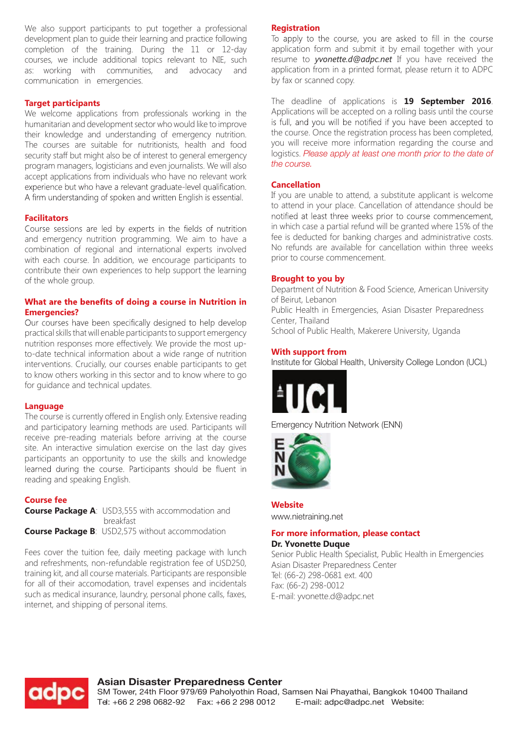We also support participants to put together a professional development plan to guide their learning and practice following completion of the training. During the 11 or 12-day courses, we include additional topics relevant to NIE, such as: working with communities, and advocacy and communication in emergencies.

## Target participants

We welcome applications from professionals working in the humanitarian and development sector who would like to improve their knowledge and understanding of emergency nutrition. The courses are suitable for nutritionists, health and food security staff but might also be of interest to general emergency program managers, logisticians and even journalists. We will also accept applications from individuals who have no relevant work experience but who have a relevant graduate-level qualification. A firm understanding of spoken and written English is essential.

## Facilitators

Course sessions are led by experts in the fields of nutrition and emergency nutrition programming. We aim to have a combination of regional and international experts involved with each course. In addition, we encourage participants to contribute their own experiences to help support the learning of the whole group.

## What are the benefits of doing a course in Nutrition in Emergencies?

Our courses have been specifically designed to help develop practical skills that will enable participants to support emergency nutrition responses more effectively. We provide the most up-to-date technical information about a wide range of nutrition interventions. Crucially, our courses enable participants to get to know others working in this sector and to know where to go for guidance and technical updates.

## Language

The course is currently offered in English only. Extensive reading and participatory learning methods are used. Participants will receive pre-reading materials before arriving at the course site. An interactive simulation exercise on the last day gives participants an opportunity to use the skills and knowledge learned during the course. Participants should be fluent in reading and speaking English.

## Course fee

**Course Package A**: USD3,555 with accommodation and breakfast
**Course Package B**: USD2,575 without accommodation

Fees cover the tuition fee, daily meeting package with lunch and refreshments, non-refundable registration fee of USD250, training kit, and all course materials. Participants are responsible for all of their accomodation, travel expenses and incidentals such as medical insurance, laundry, personal phone calls, faxes, internet, and shipping of personal items.

## Registration

To apply to the course, you are asked to fill in the course application form and submit it by email together with your resume to ***yvonette.d@adpc.net*** If you have received the application from in a printed format, please return it to ADPC by fax or scanned copy.

The deadline of applications is **19 September 2016**. Applications will be accepted on a rolling basis until the course is full, and you will be notified if you have been accepted to the course. Once the registration process has been completed, you will receive more information regarding the course and logistics. *Please apply at least one month prior to the date of the course.*

## Cancellation

If you are unable to attend, a substitute applicant is welcome to attend in your place. Cancellation of attendance should be notified at least three weeks prior to course commencement, in which case a partial refund will be granted where 15% of the fee is deducted for banking charges and administrative costs. No refunds are available for cancellation within three weeks prior to course commencement.

## Brought to you by

Department of Nutrition & Food Science, American University of Beirut, Lebanon
Public Health in Emergencies, Asian Disaster Preparedness Center, Thailand
School of Public Health, Makerere University, Uganda

## With support from

Institute for Global Health, University College London (UCL)

Emergency Nutrition Network (ENN)

## Website

www.nietraining.net

## For more information, please contact

**Dr. Yvonette Duque**
Senior Public Health Specialist, Public Health in Emergencies
Asian Disaster Preparedness Center
Tel: (66-2) 298-0681 ext. 400
Fax: (66-2) 298-0012
E-mail: yvonette.d@adpc.net

**Asian Disaster Preparedness Center**
SM Tower, 24th Floor 979/69 Paholyothin Road, Samsen Nai Phayathai, Bangkok 10400 Thailand
Tel: +66 2 298 0682-92 Fax: +66 2 298 0012 E-mail: adpc@adpc.net Website: